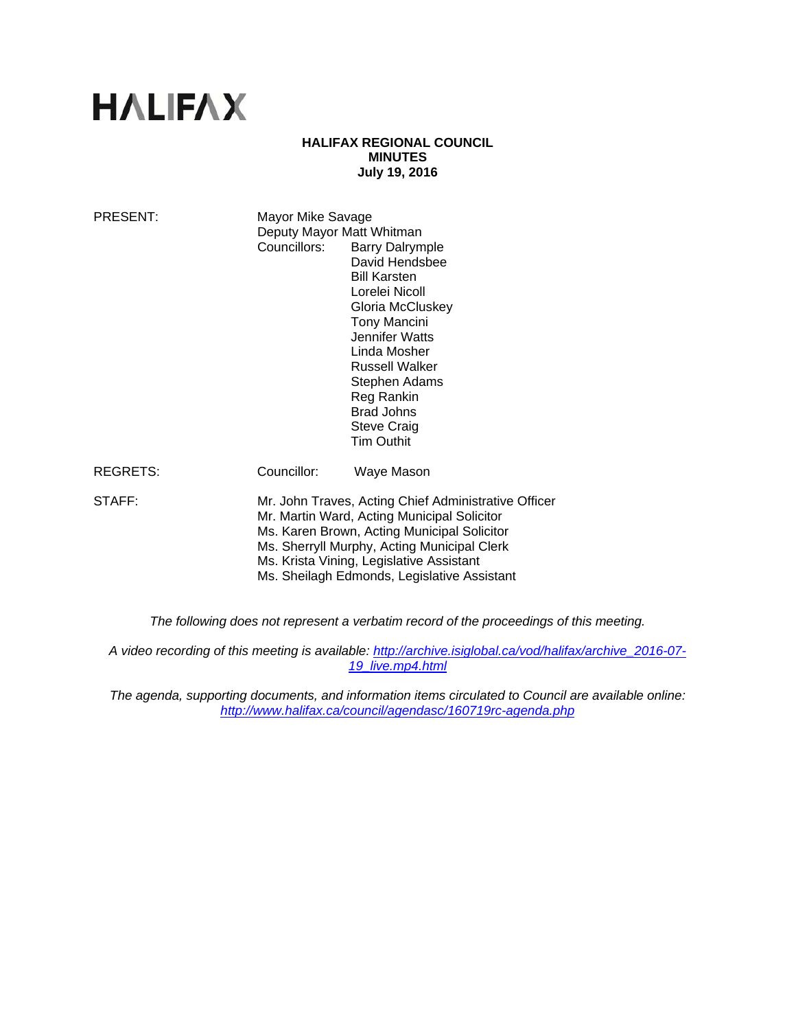# HALIFAX

**HALIFAX REGIONAL COUNCIL**
**MINUTES**
**July 19, 2016**

PRESENT: Mayor Mike Savage
Deputy Mayor Matt Whitman
Councillors: Barry Dalrymple
David Hendsbee
Bill Karsten
Lorelei Nicoll
Gloria McCluskey
Tony Mancini
Jennifer Watts
Linda Mosher
Russell Walker
Stephen Adams
Reg Rankin
Brad Johns
Steve Craig
Tim Outhit

REGRETS: Councillor: Waye Mason

STAFF: Mr. John Traves, Acting Chief Administrative Officer
Mr. Martin Ward, Acting Municipal Solicitor
Ms. Karen Brown, Acting Municipal Solicitor
Ms. Sherryll Murphy, Acting Municipal Clerk
Ms. Krista Vining, Legislative Assistant
Ms. Sheilagh Edmonds, Legislative Assistant

*The following does not represent a verbatim record of the proceedings of this meeting.*

*A video recording of this meeting is available: http://archive.isiglobal.ca/vod/halifax/archive_2016-07-19_live.mp4.html*

*The agenda, supporting documents, and information items circulated to Council are available online: http://www.halifax.ca/council/agendasc/160719rc-agenda.php*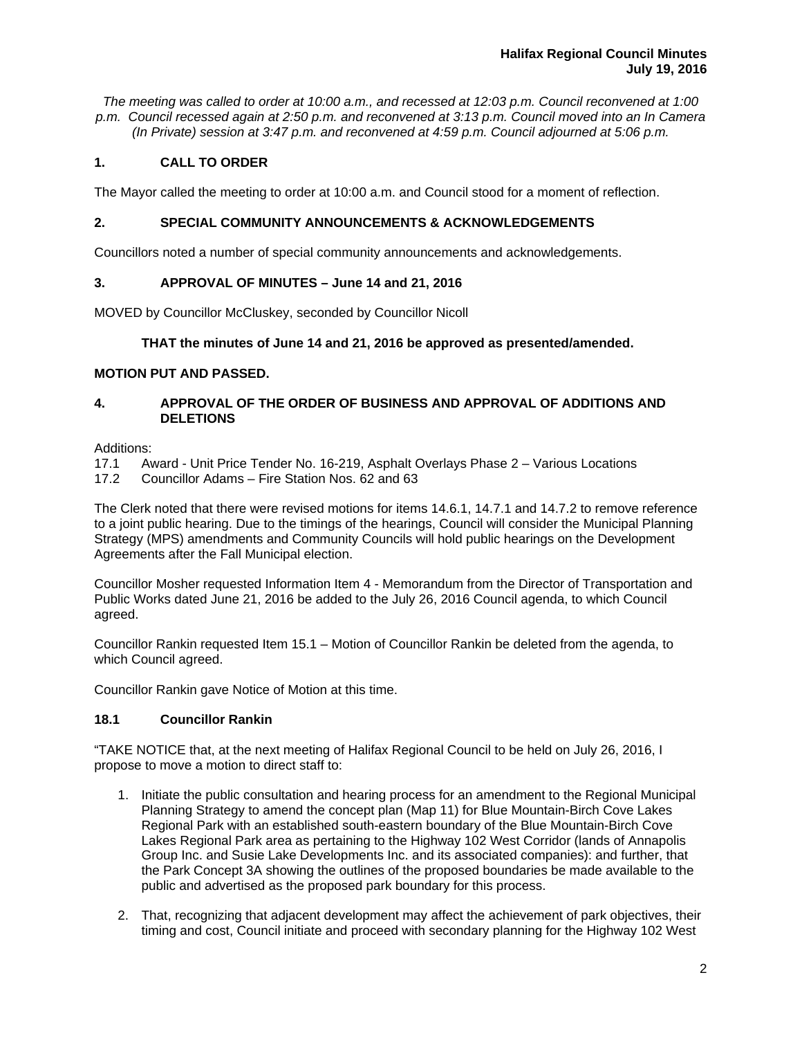*The meeting was called to order at 10:00 a.m., and recessed at 12:03 p.m. Council reconvened at 1:00 p.m. Council recessed again at 2:50 p.m. and reconvened at 3:13 p.m. Council moved into an In Camera (In Private) session at 3:47 p.m. and reconvened at 4:59 p.m. Council adjourned at 5:06 p.m.*

## 1. CALL TO ORDER

The Mayor called the meeting to order at 10:00 a.m. and Council stood for a moment of reflection.

## 2. SPECIAL COMMUNITY ANNOUNCEMENTS & ACKNOWLEDGEMENTS

Councillors noted a number of special community announcements and acknowledgements.

## 3. APPROVAL OF MINUTES – June 14 and 21, 2016

MOVED by Councillor McCluskey, seconded by Councillor Nicoll

**THAT the minutes of June 14 and 21, 2016 be approved as presented/amended.**

**MOTION PUT AND PASSED.**

## 4. APPROVAL OF THE ORDER OF BUSINESS AND APPROVAL OF ADDITIONS AND DELETIONS

Additions:
17.1 Award - Unit Price Tender No. 16-219, Asphalt Overlays Phase 2 – Various Locations
17.2 Councillor Adams – Fire Station Nos. 62 and 63

The Clerk noted that there were revised motions for items 14.6.1, 14.7.1 and 14.7.2 to remove reference to a joint public hearing. Due to the timings of the hearings, Council will consider the Municipal Planning Strategy (MPS) amendments and Community Councils will hold public hearings on the Development Agreements after the Fall Municipal election.

Councillor Mosher requested Information Item 4 - Memorandum from the Director of Transportation and Public Works dated June 21, 2016 be added to the July 26, 2016 Council agenda, to which Council agreed.

Councillor Rankin requested Item 15.1 – Motion of Councillor Rankin be deleted from the agenda, to which Council agreed.

Councillor Rankin gave Notice of Motion at this time.

### 18.1 Councillor Rankin

"TAKE NOTICE that, at the next meeting of Halifax Regional Council to be held on July 26, 2016, I propose to move a motion to direct staff to:

1. Initiate the public consultation and hearing process for an amendment to the Regional Municipal Planning Strategy to amend the concept plan (Map 11) for Blue Mountain-Birch Cove Lakes Regional Park with an established south-eastern boundary of the Blue Mountain-Birch Cove Lakes Regional Park area as pertaining to the Highway 102 West Corridor (lands of Annapolis Group Inc. and Susie Lake Developments Inc. and its associated companies): and further, that the Park Concept 3A showing the outlines of the proposed boundaries be made available to the public and advertised as the proposed park boundary for this process.
2. That, recognizing that adjacent development may affect the achievement of park objectives, their timing and cost, Council initiate and proceed with secondary planning for the Highway 102 West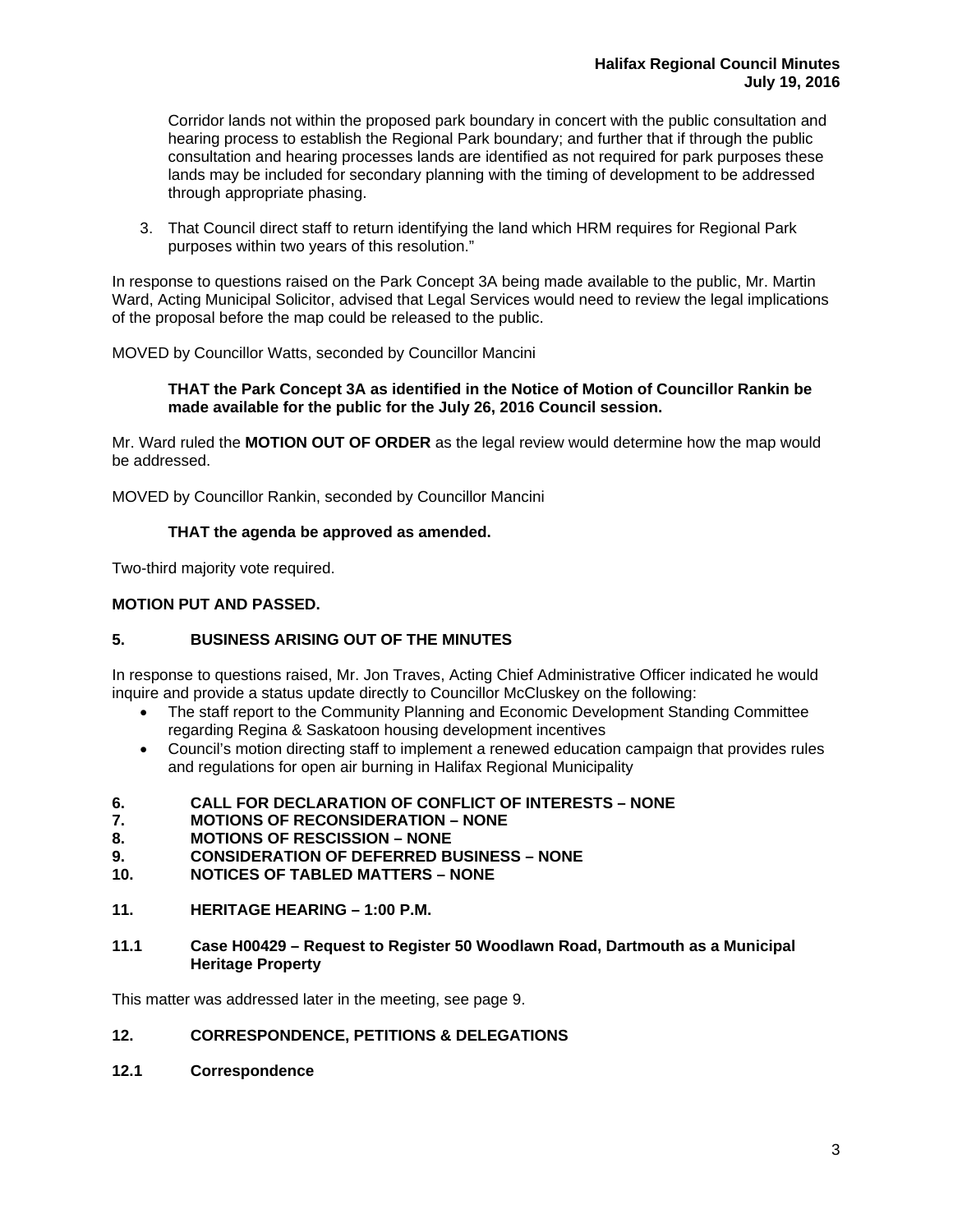Corridor lands not within the proposed park boundary in concert with the public consultation and hearing process to establish the Regional Park boundary; and further that if through the public consultation and hearing processes lands are identified as not required for park purposes these lands may be included for secondary planning with the timing of development to be addressed through appropriate phasing.

3. That Council direct staff to return identifying the land which HRM requires for Regional Park purposes within two years of this resolution."

In response to questions raised on the Park Concept 3A being made available to the public, Mr. Martin Ward, Acting Municipal Solicitor, advised that Legal Services would need to review the legal implications of the proposal before the map could be released to the public.

MOVED by Councillor Watts, seconded by Councillor Mancini

> **THAT the Park Concept 3A as identified in the Notice of Motion of Councillor Rankin be made available for the public for the July 26, 2016 Council session.**

Mr. Ward ruled the **MOTION OUT OF ORDER** as the legal review would determine how the map would be addressed.

MOVED by Councillor Rankin, seconded by Councillor Mancini

> **THAT the agenda be approved as amended.**

Two-third majority vote required.

**MOTION PUT AND PASSED.**

## 5. BUSINESS ARISING OUT OF THE MINUTES

In response to questions raised, Mr. Jon Traves, Acting Chief Administrative Officer indicated he would inquire and provide a status update directly to Councillor McCluskey on the following:

- The staff report to the Community Planning and Economic Development Standing Committee regarding Regina & Saskatoon housing development incentives
- Council's motion directing staff to implement a renewed education campaign that provides rules and regulations for open air burning in Halifax Regional Municipality

## 6. CALL FOR DECLARATION OF CONFLICT OF INTERESTS – NONE
## 7. MOTIONS OF RECONSIDERATION – NONE
## 8. MOTIONS OF RESCISSION – NONE
## 9. CONSIDERATION OF DEFERRED BUSINESS – NONE
## 10. NOTICES OF TABLED MATTERS – NONE

## 11. HERITAGE HEARING – 1:00 P.M.

### 11.1 Case H00429 – Request to Register 50 Woodlawn Road, Dartmouth as a Municipal Heritage Property

This matter was addressed later in the meeting, see page 9.

## 12. CORRESPONDENCE, PETITIONS & DELEGATIONS

### 12.1 Correspondence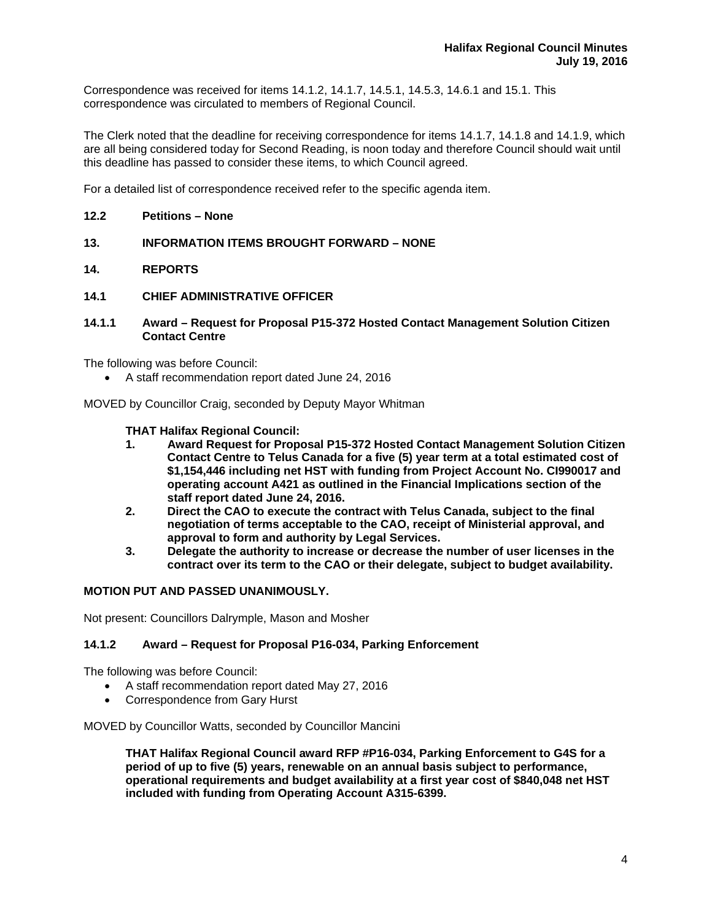Correspondence was received for items 14.1.2, 14.1.7, 14.5.1, 14.5.3, 14.6.1 and 15.1. This correspondence was circulated to members of Regional Council.

The Clerk noted that the deadline for receiving correspondence for items 14.1.7, 14.1.8 and 14.1.9, which are all being considered today for Second Reading, is noon today and therefore Council should wait until this deadline has passed to consider these items, to which Council agreed.

For a detailed list of correspondence received refer to the specific agenda item.

## 12.2 Petitions – None

## 13. INFORMATION ITEMS BROUGHT FORWARD – NONE

## 14. REPORTS

## 14.1 CHIEF ADMINISTRATIVE OFFICER

### 14.1.1 Award – Request for Proposal P15-372 Hosted Contact Management Solution Citizen Contact Centre

The following was before Council:

- A staff recommendation report dated June 24, 2016

MOVED by Councillor Craig, seconded by Deputy Mayor Whitman

**THAT Halifax Regional Council:**

1. **Award Request for Proposal P15-372 Hosted Contact Management Solution Citizen Contact Centre to Telus Canada for a five (5) year term at a total estimated cost of $1,154,446 including net HST with funding from Project Account No. CI990017 and operating account A421 as outlined in the Financial Implications section of the staff report dated June 24, 2016.**
2. **Direct the CAO to execute the contract with Telus Canada, subject to the final negotiation of terms acceptable to the CAO, receipt of Ministerial approval, and approval to form and authority by Legal Services.**
3. **Delegate the authority to increase or decrease the number of user licenses in the contract over its term to the CAO or their delegate, subject to budget availability.**

**MOTION PUT AND PASSED UNANIMOUSLY.**

Not present: Councillors Dalrymple, Mason and Mosher

### 14.1.2 Award – Request for Proposal P16-034, Parking Enforcement

The following was before Council:

- A staff recommendation report dated May 27, 2016
- Correspondence from Gary Hurst

MOVED by Councillor Watts, seconded by Councillor Mancini

**THAT Halifax Regional Council award RFP #P16-034, Parking Enforcement to G4S for a period of up to five (5) years, renewable on an annual basis subject to performance, operational requirements and budget availability at a first year cost of $840,048 net HST included with funding from Operating Account A315-6399.**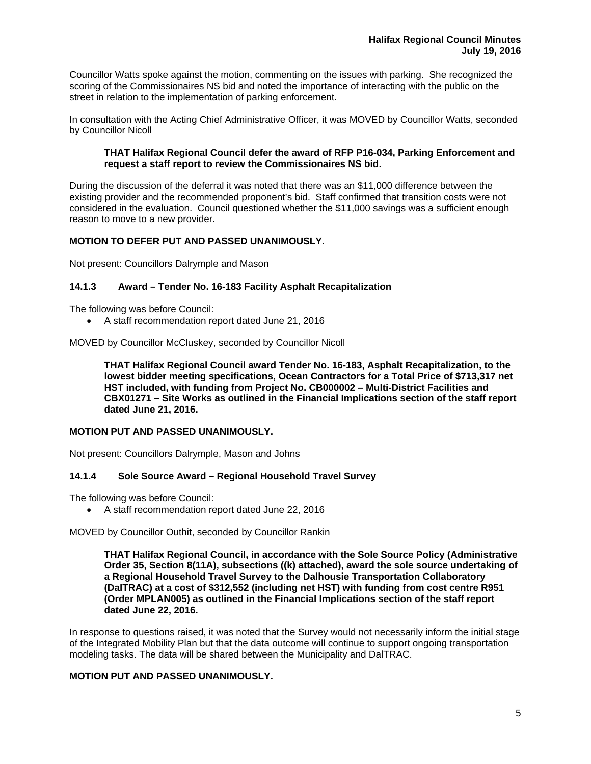Councillor Watts spoke against the motion, commenting on the issues with parking. She recognized the scoring of the Commissionaires NS bid and noted the importance of interacting with the public on the street in relation to the implementation of parking enforcement.

In consultation with the Acting Chief Administrative Officer, it was MOVED by Councillor Watts, seconded by Councillor Nicoll

> **THAT Halifax Regional Council defer the award of RFP P16-034, Parking Enforcement and request a staff report to review the Commissionaires NS bid.**

During the discussion of the deferral it was noted that there was an $11,000 difference between the existing provider and the recommended proponent's bid. Staff confirmed that transition costs were not considered in the evaluation. Council questioned whether the $11,000 savings was a sufficient enough reason to move to a new provider.

**MOTION TO DEFER PUT AND PASSED UNANIMOUSLY.**

Not present: Councillors Dalrymple and Mason

### 14.1.3 Award – Tender No. 16-183 Facility Asphalt Recapitalization

The following was before Council:

- A staff recommendation report dated June 21, 2016

MOVED by Councillor McCluskey, seconded by Councillor Nicoll

> **THAT Halifax Regional Council award Tender No. 16-183, Asphalt Recapitalization, to the lowest bidder meeting specifications, Ocean Contractors for a Total Price of $713,317 net HST included, with funding from Project No. CB000002 – Multi-District Facilities and CBX01271 – Site Works as outlined in the Financial Implications section of the staff report dated June 21, 2016.**

**MOTION PUT AND PASSED UNANIMOUSLY.**

Not present: Councillors Dalrymple, Mason and Johns

### 14.1.4 Sole Source Award – Regional Household Travel Survey

The following was before Council:

- A staff recommendation report dated June 22, 2016

MOVED by Councillor Outhit, seconded by Councillor Rankin

> **THAT Halifax Regional Council, in accordance with the Sole Source Policy (Administrative Order 35, Section 8(11A), subsections ((k) attached), award the sole source undertaking of a Regional Household Travel Survey to the Dalhousie Transportation Collaboratory (DalTRAC) at a cost of $312,552 (including net HST) with funding from cost centre R951 (Order MPLAN005) as outlined in the Financial Implications section of the staff report dated June 22, 2016.**

In response to questions raised, it was noted that the Survey would not necessarily inform the initial stage of the Integrated Mobility Plan but that the data outcome will continue to support ongoing transportation modeling tasks. The data will be shared between the Municipality and DalTRAC.

**MOTION PUT AND PASSED UNANIMOUSLY.**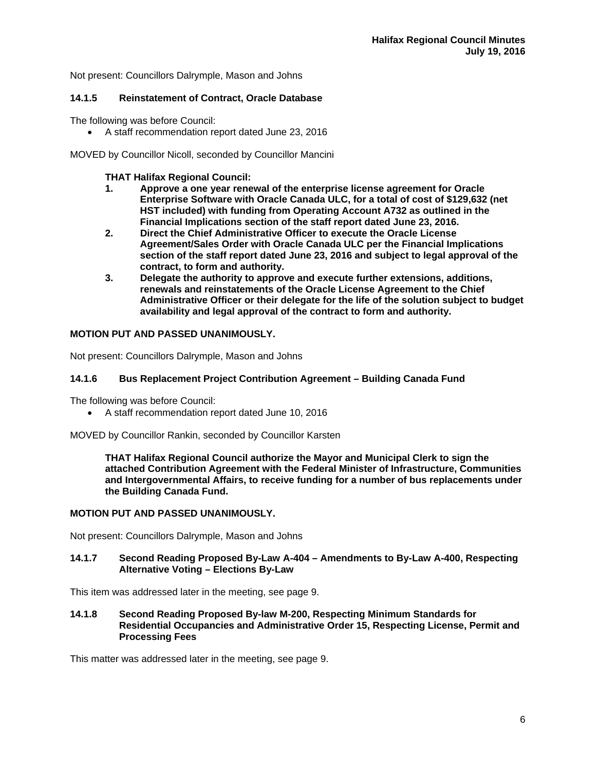Not present: Councillors Dalrymple, Mason and Johns

### 14.1.5 Reinstatement of Contract, Oracle Database

The following was before Council:

- A staff recommendation report dated June 23, 2016

MOVED by Councillor Nicoll, seconded by Councillor Mancini

**THAT Halifax Regional Council:**

1. **Approve a one year renewal of the enterprise license agreement for Oracle Enterprise Software with Oracle Canada ULC, for a total of cost of $129,632 (net HST included) with funding from Operating Account A732 as outlined in the Financial Implications section of the staff report dated June 23, 2016.**
2. **Direct the Chief Administrative Officer to execute the Oracle License Agreement/Sales Order with Oracle Canada ULC per the Financial Implications section of the staff report dated June 23, 2016 and subject to legal approval of the contract, to form and authority.**
3. **Delegate the authority to approve and execute further extensions, additions, renewals and reinstatements of the Oracle License Agreement to the Chief Administrative Officer or their delegate for the life of the solution subject to budget availability and legal approval of the contract to form and authority.**

**MOTION PUT AND PASSED UNANIMOUSLY.**

Not present: Councillors Dalrymple, Mason and Johns

### 14.1.6 Bus Replacement Project Contribution Agreement – Building Canada Fund

The following was before Council:

- A staff recommendation report dated June 10, 2016

MOVED by Councillor Rankin, seconded by Councillor Karsten

**THAT Halifax Regional Council authorize the Mayor and Municipal Clerk to sign the attached Contribution Agreement with the Federal Minister of Infrastructure, Communities and Intergovernmental Affairs, to receive funding for a number of bus replacements under the Building Canada Fund.**

**MOTION PUT AND PASSED UNANIMOUSLY.**

Not present: Councillors Dalrymple, Mason and Johns

### 14.1.7 Second Reading Proposed By-Law A-404 – Amendments to By-Law A-400, Respecting Alternative Voting – Elections By-Law

This item was addressed later in the meeting, see page 9.

### 14.1.8 Second Reading Proposed By-law M-200, Respecting Minimum Standards for Residential Occupancies and Administrative Order 15, Respecting License, Permit and Processing Fees

This matter was addressed later in the meeting, see page 9.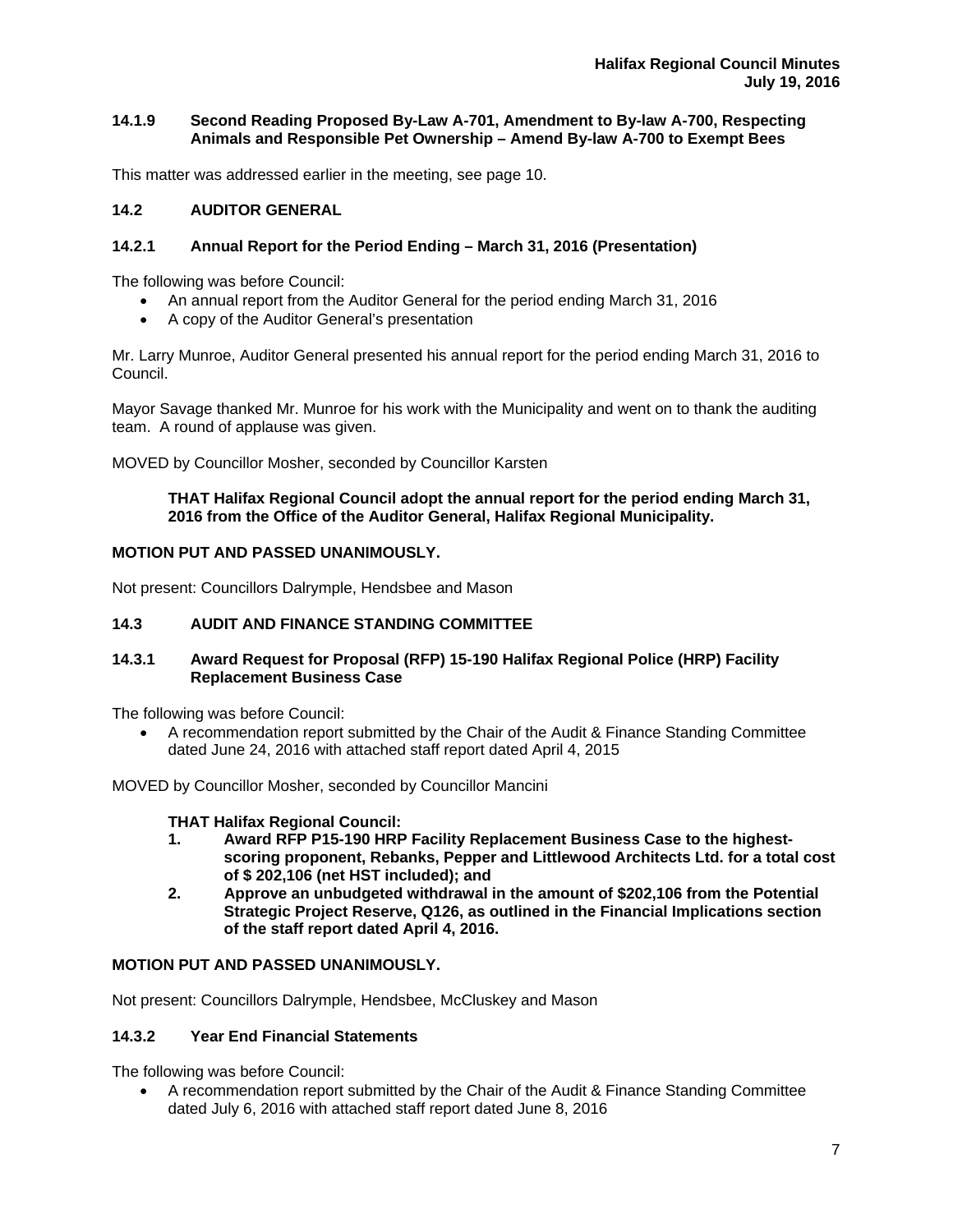### 14.1.9 Second Reading Proposed By-Law A-701, Amendment to By-law A-700, Respecting Animals and Responsible Pet Ownership – Amend By-law A-700 to Exempt Bees

This matter was addressed earlier in the meeting, see page 10.

## 14.2 AUDITOR GENERAL

### 14.2.1 Annual Report for the Period Ending – March 31, 2016 (Presentation)

The following was before Council:

- An annual report from the Auditor General for the period ending March 31, 2016
- A copy of the Auditor General's presentation

Mr. Larry Munroe, Auditor General presented his annual report for the period ending March 31, 2016 to Council.

Mayor Savage thanked Mr. Munroe for his work with the Municipality and went on to thank the auditing team. A round of applause was given.

MOVED by Councillor Mosher, seconded by Councillor Karsten

> **THAT Halifax Regional Council adopt the annual report for the period ending March 31, 2016 from the Office of the Auditor General, Halifax Regional Municipality.**

**MOTION PUT AND PASSED UNANIMOUSLY.**

Not present: Councillors Dalrymple, Hendsbee and Mason

## 14.3 AUDIT AND FINANCE STANDING COMMITTEE

### 14.3.1 Award Request for Proposal (RFP) 15-190 Halifax Regional Police (HRP) Facility Replacement Business Case

The following was before Council:

- A recommendation report submitted by the Chair of the Audit & Finance Standing Committee dated June 24, 2016 with attached staff report dated April 4, 2015

MOVED by Councillor Mosher, seconded by Councillor Mancini

> **THAT Halifax Regional Council:**
> 1. **Award RFP P15-190 HRP Facility Replacement Business Case to the highest-scoring proponent, Rebanks, Pepper and Littlewood Architects Ltd. for a total cost of $ 202,106 (net HST included); and**
> 2. **Approve an unbudgeted withdrawal in the amount of $202,106 from the Potential Strategic Project Reserve, Q126, as outlined in the Financial Implications section of the staff report dated April 4, 2016.**

**MOTION PUT AND PASSED UNANIMOUSLY.**

Not present: Councillors Dalrymple, Hendsbee, McCluskey and Mason

### 14.3.2 Year End Financial Statements

The following was before Council:

- A recommendation report submitted by the Chair of the Audit & Finance Standing Committee dated July 6, 2016 with attached staff report dated June 8, 2016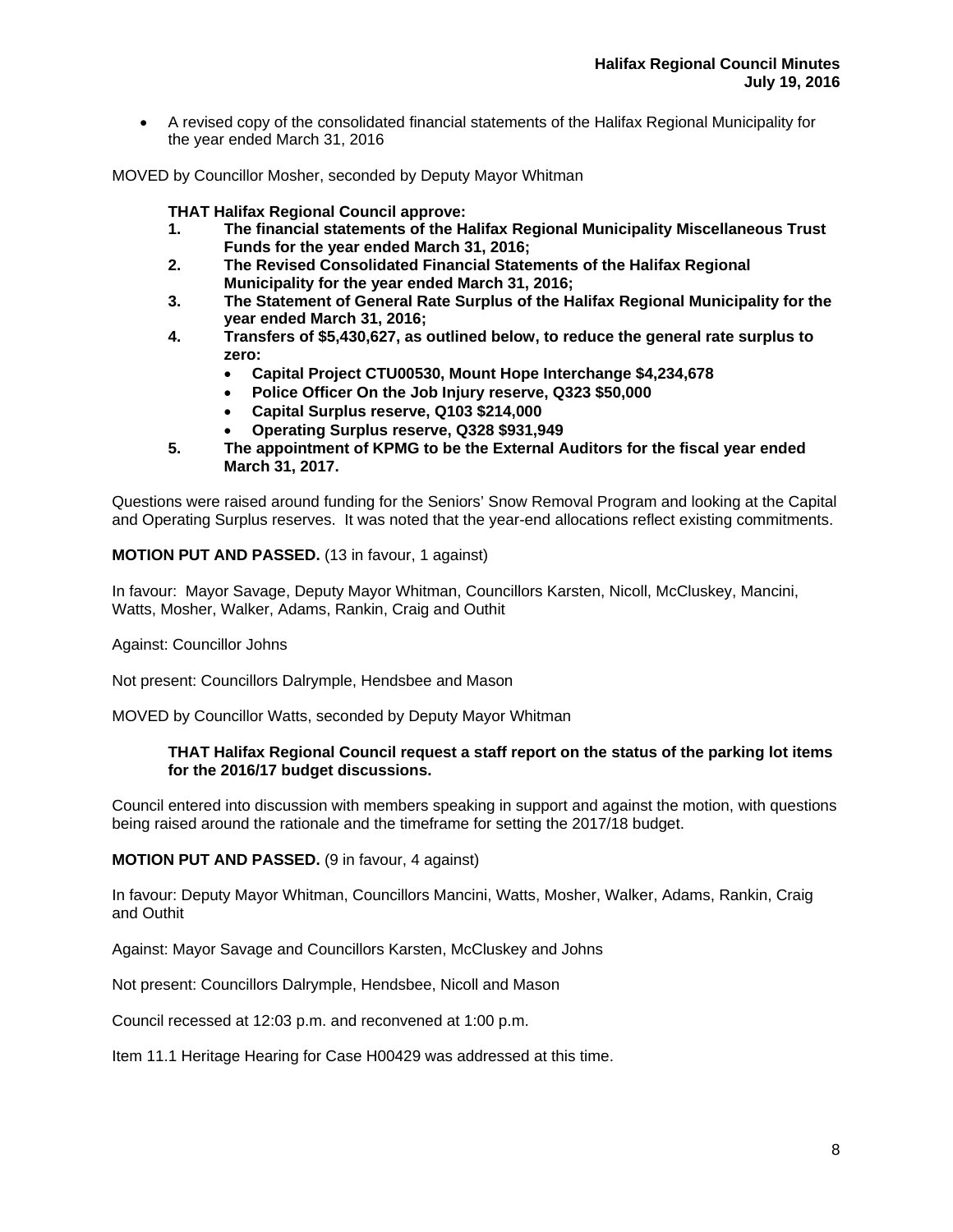- A revised copy of the consolidated financial statements of the Halifax Regional Municipality for the year ended March 31, 2016

MOVED by Councillor Mosher, seconded by Deputy Mayor Whitman

**THAT Halifax Regional Council approve:**

1. **The financial statements of the Halifax Regional Municipality Miscellaneous Trust Funds for the year ended March 31, 2016;**
2. **The Revised Consolidated Financial Statements of the Halifax Regional Municipality for the year ended March 31, 2016;**
3. **The Statement of General Rate Surplus of the Halifax Regional Municipality for the year ended March 31, 2016;**
4. **Transfers of $5,430,627, as outlined below, to reduce the general rate surplus to zero:**
   - **Capital Project CTU00530, Mount Hope Interchange $4,234,678**
   - **Police Officer On the Job Injury reserve, Q323 $50,000**
   - **Capital Surplus reserve, Q103 $214,000**
   - **Operating Surplus reserve, Q328 $931,949**
5. **The appointment of KPMG to be the External Auditors for the fiscal year ended March 31, 2017.**

Questions were raised around funding for the Seniors' Snow Removal Program and looking at the Capital and Operating Surplus reserves. It was noted that the year-end allocations reflect existing commitments.

**MOTION PUT AND PASSED.** (13 in favour, 1 against)

In favour: Mayor Savage, Deputy Mayor Whitman, Councillors Karsten, Nicoll, McCluskey, Mancini, Watts, Mosher, Walker, Adams, Rankin, Craig and Outhit

Against: Councillor Johns

Not present: Councillors Dalrymple, Hendsbee and Mason

MOVED by Councillor Watts, seconded by Deputy Mayor Whitman

**THAT Halifax Regional Council request a staff report on the status of the parking lot items for the 2016/17 budget discussions.**

Council entered into discussion with members speaking in support and against the motion, with questions being raised around the rationale and the timeframe for setting the 2017/18 budget.

**MOTION PUT AND PASSED.** (9 in favour, 4 against)

In favour: Deputy Mayor Whitman, Councillors Mancini, Watts, Mosher, Walker, Adams, Rankin, Craig and Outhit

Against: Mayor Savage and Councillors Karsten, McCluskey and Johns

Not present: Councillors Dalrymple, Hendsbee, Nicoll and Mason

Council recessed at 12:03 p.m. and reconvened at 1:00 p.m.

Item 11.1 Heritage Hearing for Case H00429 was addressed at this time.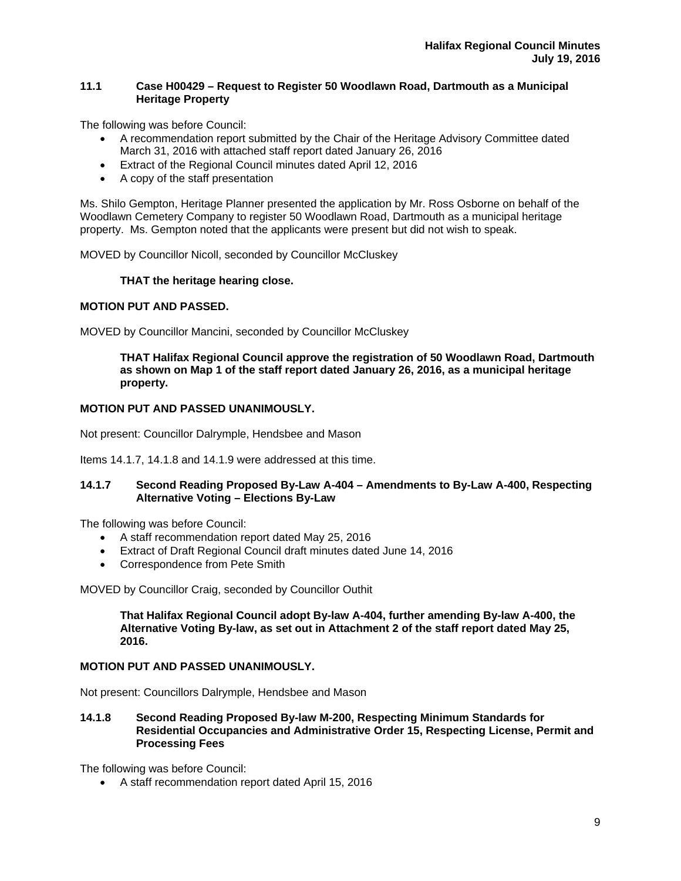### 11.1 Case H00429 – Request to Register 50 Woodlawn Road, Dartmouth as a Municipal Heritage Property

The following was before Council:

- A recommendation report submitted by the Chair of the Heritage Advisory Committee dated March 31, 2016 with attached staff report dated January 26, 2016
- Extract of the Regional Council minutes dated April 12, 2016
- A copy of the staff presentation

Ms. Shilo Gempton, Heritage Planner presented the application by Mr. Ross Osborne on behalf of the Woodlawn Cemetery Company to register 50 Woodlawn Road, Dartmouth as a municipal heritage property. Ms. Gempton noted that the applicants were present but did not wish to speak.

MOVED by Councillor Nicoll, seconded by Councillor McCluskey

**THAT the heritage hearing close.**

**MOTION PUT AND PASSED.**

MOVED by Councillor Mancini, seconded by Councillor McCluskey

**THAT Halifax Regional Council approve the registration of 50 Woodlawn Road, Dartmouth as shown on Map 1 of the staff report dated January 26, 2016, as a municipal heritage property.**

**MOTION PUT AND PASSED UNANIMOUSLY.**

Not present: Councillor Dalrymple, Hendsbee and Mason

Items 14.1.7, 14.1.8 and 14.1.9 were addressed at this time.

### 14.1.7 Second Reading Proposed By-Law A-404 – Amendments to By-Law A-400, Respecting Alternative Voting – Elections By-Law

The following was before Council:

- A staff recommendation report dated May 25, 2016
- Extract of Draft Regional Council draft minutes dated June 14, 2016
- Correspondence from Pete Smith

MOVED by Councillor Craig, seconded by Councillor Outhit

**That Halifax Regional Council adopt By-law A-404, further amending By-law A-400, the Alternative Voting By-law, as set out in Attachment 2 of the staff report dated May 25, 2016.**

**MOTION PUT AND PASSED UNANIMOUSLY.**

Not present: Councillors Dalrymple, Hendsbee and Mason

### 14.1.8 Second Reading Proposed By-law M-200, Respecting Minimum Standards for Residential Occupancies and Administrative Order 15, Respecting License, Permit and Processing Fees

The following was before Council:

- A staff recommendation report dated April 15, 2016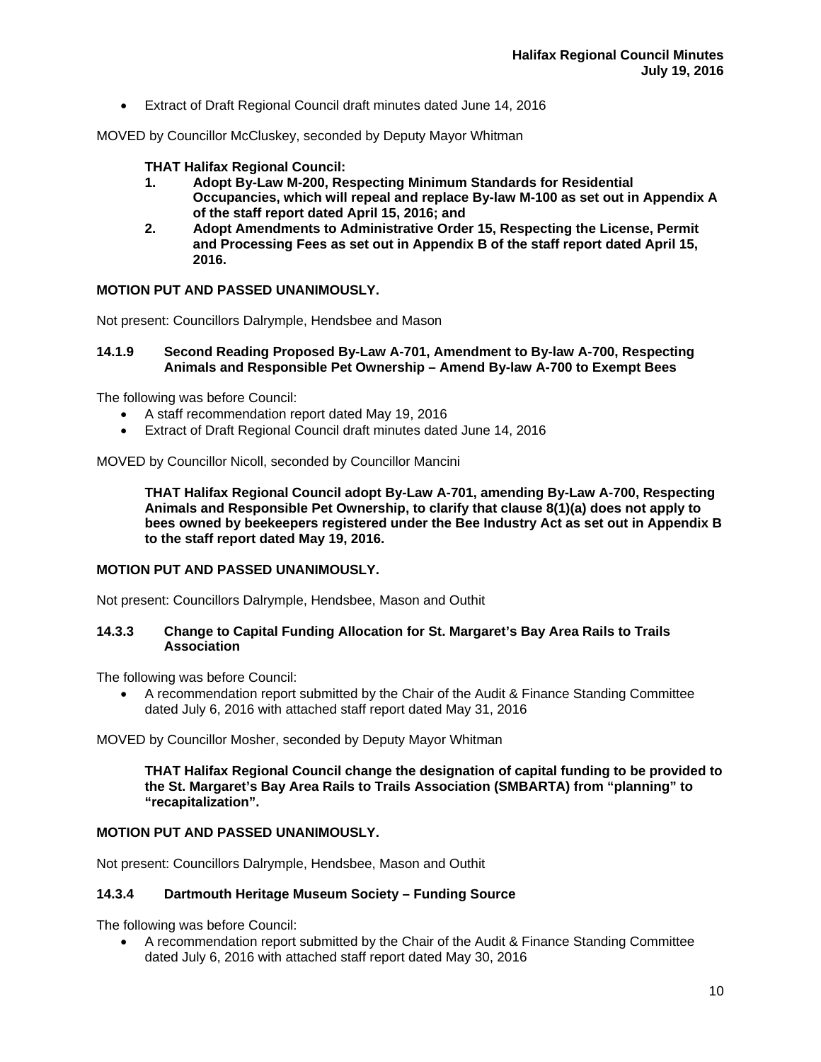- Extract of Draft Regional Council draft minutes dated June 14, 2016

MOVED by Councillor McCluskey, seconded by Deputy Mayor Whitman

**THAT Halifax Regional Council:**

1. **Adopt By-Law M-200, Respecting Minimum Standards for Residential Occupancies, which will repeal and replace By-law M-100 as set out in Appendix A of the staff report dated April 15, 2016; and**
2. **Adopt Amendments to Administrative Order 15, Respecting the License, Permit and Processing Fees as set out in Appendix B of the staff report dated April 15, 2016.**

**MOTION PUT AND PASSED UNANIMOUSLY.**

Not present: Councillors Dalrymple, Hendsbee and Mason

### 14.1.9 Second Reading Proposed By-Law A-701, Amendment to By-law A-700, Respecting Animals and Responsible Pet Ownership – Amend By-law A-700 to Exempt Bees

The following was before Council:

- A staff recommendation report dated May 19, 2016
- Extract of Draft Regional Council draft minutes dated June 14, 2016

MOVED by Councillor Nicoll, seconded by Councillor Mancini

**THAT Halifax Regional Council adopt By-Law A-701, amending By-Law A-700, Respecting Animals and Responsible Pet Ownership, to clarify that clause 8(1)(a) does not apply to bees owned by beekeepers registered under the Bee Industry Act as set out in Appendix B to the staff report dated May 19, 2016.**

**MOTION PUT AND PASSED UNANIMOUSLY.**

Not present: Councillors Dalrymple, Hendsbee, Mason and Outhit

### 14.3.3 Change to Capital Funding Allocation for St. Margaret's Bay Area Rails to Trails Association

The following was before Council:

- A recommendation report submitted by the Chair of the Audit & Finance Standing Committee dated July 6, 2016 with attached staff report dated May 31, 2016

MOVED by Councillor Mosher, seconded by Deputy Mayor Whitman

**THAT Halifax Regional Council change the designation of capital funding to be provided to the St. Margaret's Bay Area Rails to Trails Association (SMBARTA) from "planning" to "recapitalization".**

**MOTION PUT AND PASSED UNANIMOUSLY.**

Not present: Councillors Dalrymple, Hendsbee, Mason and Outhit

### 14.3.4 Dartmouth Heritage Museum Society – Funding Source

The following was before Council:

- A recommendation report submitted by the Chair of the Audit & Finance Standing Committee dated July 6, 2016 with attached staff report dated May 30, 2016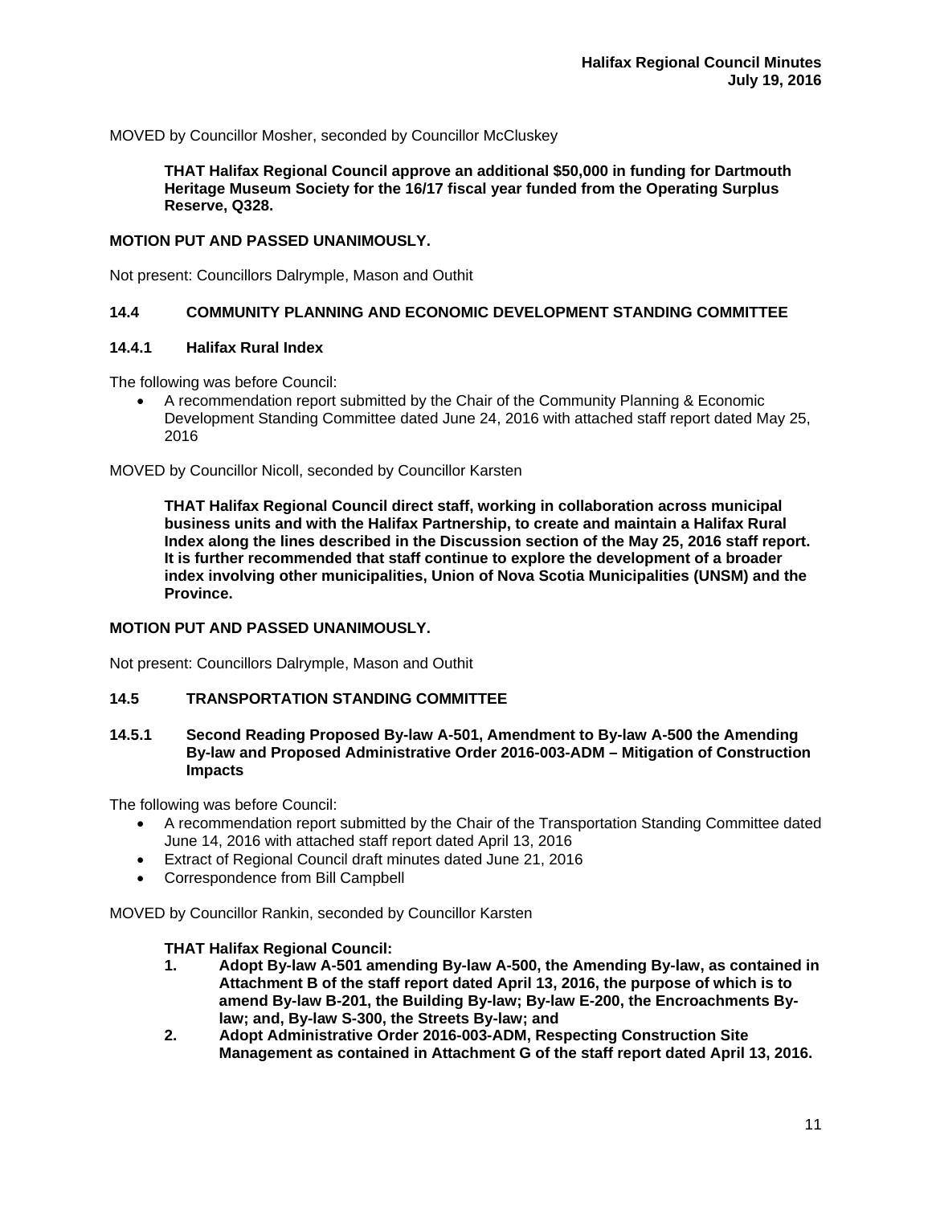MOVED by Councillor Mosher, seconded by Councillor McCluskey

> **THAT Halifax Regional Council approve an additional $50,000 in funding for Dartmouth Heritage Museum Society for the 16/17 fiscal year funded from the Operating Surplus Reserve, Q328.**

**MOTION PUT AND PASSED UNANIMOUSLY.**

Not present: Councillors Dalrymple, Mason and Outhit

### 14.4 COMMUNITY PLANNING AND ECONOMIC DEVELOPMENT STANDING COMMITTEE

#### 14.4.1 Halifax Rural Index

The following was before Council:

- A recommendation report submitted by the Chair of the Community Planning & Economic Development Standing Committee dated June 24, 2016 with attached staff report dated May 25, 2016

MOVED by Councillor Nicoll, seconded by Councillor Karsten

> **THAT Halifax Regional Council direct staff, working in collaboration across municipal business units and with the Halifax Partnership, to create and maintain a Halifax Rural Index along the lines described in the Discussion section of the May 25, 2016 staff report. It is further recommended that staff continue to explore the development of a broader index involving other municipalities, Union of Nova Scotia Municipalities (UNSM) and the Province.**

**MOTION PUT AND PASSED UNANIMOUSLY.**

Not present: Councillors Dalrymple, Mason and Outhit

### 14.5 TRANSPORTATION STANDING COMMITTEE

#### 14.5.1 Second Reading Proposed By-law A-501, Amendment to By-law A-500 the Amending By-law and Proposed Administrative Order 2016-003-ADM – Mitigation of Construction Impacts

The following was before Council:

- A recommendation report submitted by the Chair of the Transportation Standing Committee dated June 14, 2016 with attached staff report dated April 13, 2016
- Extract of Regional Council draft minutes dated June 21, 2016
- Correspondence from Bill Campbell

MOVED by Councillor Rankin, seconded by Councillor Karsten

> **THAT Halifax Regional Council:**
>
> 1. **Adopt By-law A-501 amending By-law A-500, the Amending By-law, as contained in Attachment B of the staff report dated April 13, 2016, the purpose of which is to amend By-law B-201, the Building By-law; By-law E-200, the Encroachments By-law; and, By-law S-300, the Streets By-law; and**
> 2. **Adopt Administrative Order 2016-003-ADM, Respecting Construction Site Management as contained in Attachment G of the staff report dated April 13, 2016.**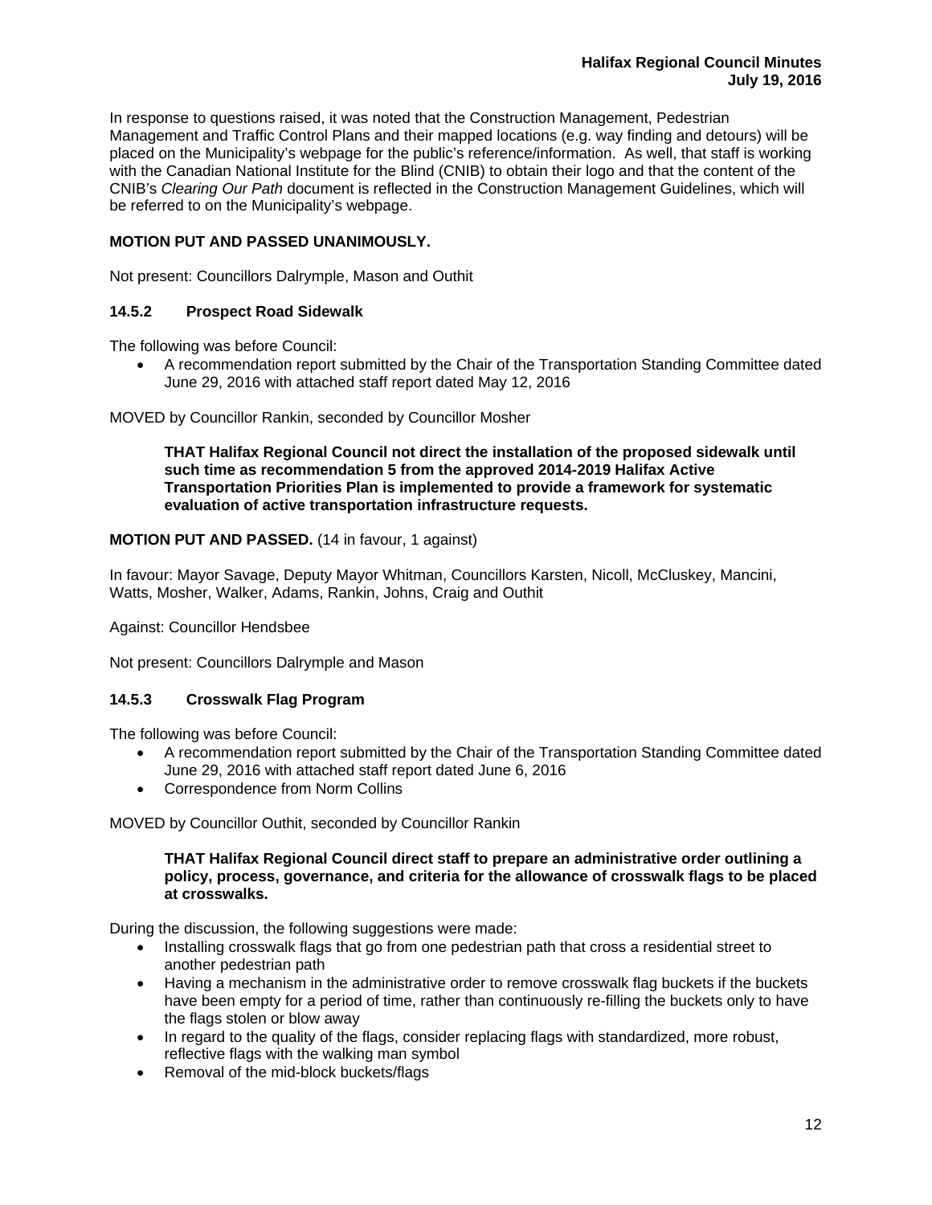In response to questions raised, it was noted that the Construction Management, Pedestrian Management and Traffic Control Plans and their mapped locations (e.g. way finding and detours) will be placed on the Municipality's webpage for the public's reference/information. As well, that staff is working with the Canadian National Institute for the Blind (CNIB) to obtain their logo and that the content of the CNIB's *Clearing Our Path* document is reflected in the Construction Management Guidelines, which will be referred to on the Municipality's webpage.

**MOTION PUT AND PASSED UNANIMOUSLY.**

Not present: Councillors Dalrymple, Mason and Outhit

### 14.5.2 Prospect Road Sidewalk

The following was before Council:

- A recommendation report submitted by the Chair of the Transportation Standing Committee dated June 29, 2016 with attached staff report dated May 12, 2016

MOVED by Councillor Rankin, seconded by Councillor Mosher

> **THAT Halifax Regional Council not direct the installation of the proposed sidewalk until such time as recommendation 5 from the approved 2014-2019 Halifax Active Transportation Priorities Plan is implemented to provide a framework for systematic evaluation of active transportation infrastructure requests.**

**MOTION PUT AND PASSED.** (14 in favour, 1 against)

In favour: Mayor Savage, Deputy Mayor Whitman, Councillors Karsten, Nicoll, McCluskey, Mancini, Watts, Mosher, Walker, Adams, Rankin, Johns, Craig and Outhit

Against: Councillor Hendsbee

Not present: Councillors Dalrymple and Mason

### 14.5.3 Crosswalk Flag Program

The following was before Council:

- A recommendation report submitted by the Chair of the Transportation Standing Committee dated June 29, 2016 with attached staff report dated June 6, 2016
- Correspondence from Norm Collins

MOVED by Councillor Outhit, seconded by Councillor Rankin

> **THAT Halifax Regional Council direct staff to prepare an administrative order outlining a policy, process, governance, and criteria for the allowance of crosswalk flags to be placed at crosswalks.**

During the discussion, the following suggestions were made:

- Installing crosswalk flags that go from one pedestrian path that cross a residential street to another pedestrian path
- Having a mechanism in the administrative order to remove crosswalk flag buckets if the buckets have been empty for a period of time, rather than continuously re-filling the buckets only to have the flags stolen or blow away
- In regard to the quality of the flags, consider replacing flags with standardized, more robust, reflective flags with the walking man symbol
- Removal of the mid-block buckets/flags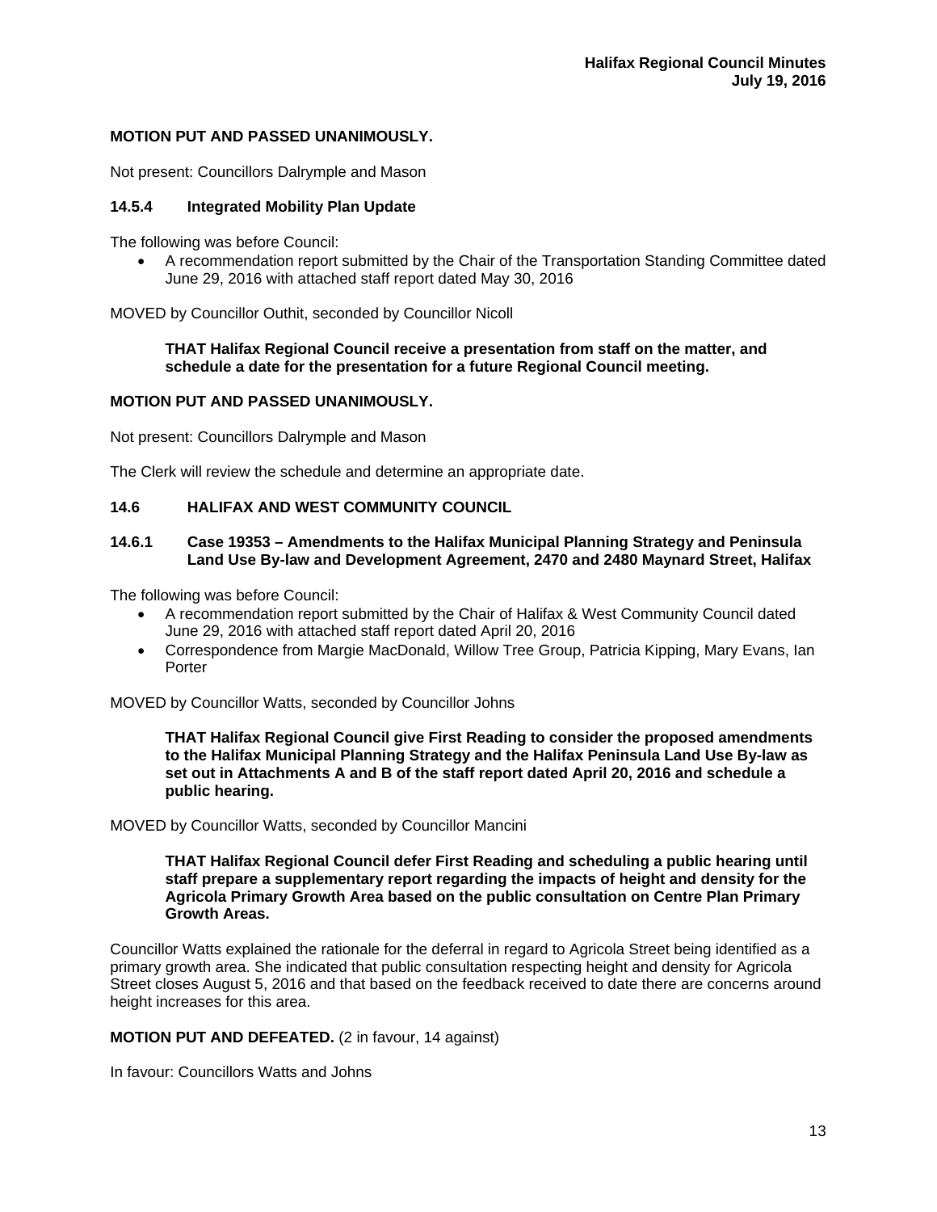**MOTION PUT AND PASSED UNANIMOUSLY.**

Not present: Councillors Dalrymple and Mason

### 14.5.4 Integrated Mobility Plan Update

The following was before Council:

- A recommendation report submitted by the Chair of the Transportation Standing Committee dated June 29, 2016 with attached staff report dated May 30, 2016

MOVED by Councillor Outhit, seconded by Councillor Nicoll

> **THAT Halifax Regional Council receive a presentation from staff on the matter, and schedule a date for the presentation for a future Regional Council meeting.**

**MOTION PUT AND PASSED UNANIMOUSLY.**

Not present: Councillors Dalrymple and Mason

The Clerk will review the schedule and determine an appropriate date.

## 14.6 HALIFAX AND WEST COMMUNITY COUNCIL

### 14.6.1 Case 19353 – Amendments to the Halifax Municipal Planning Strategy and Peninsula Land Use By-law and Development Agreement, 2470 and 2480 Maynard Street, Halifax

The following was before Council:

- A recommendation report submitted by the Chair of Halifax & West Community Council dated June 29, 2016 with attached staff report dated April 20, 2016
- Correspondence from Margie MacDonald, Willow Tree Group, Patricia Kipping, Mary Evans, Ian Porter

MOVED by Councillor Watts, seconded by Councillor Johns

> **THAT Halifax Regional Council give First Reading to consider the proposed amendments to the Halifax Municipal Planning Strategy and the Halifax Peninsula Land Use By-law as set out in Attachments A and B of the staff report dated April 20, 2016 and schedule a public hearing.**

MOVED by Councillor Watts, seconded by Councillor Mancini

> **THAT Halifax Regional Council defer First Reading and scheduling a public hearing until staff prepare a supplementary report regarding the impacts of height and density for the Agricola Primary Growth Area based on the public consultation on Centre Plan Primary Growth Areas.**

Councillor Watts explained the rationale for the deferral in regard to Agricola Street being identified as a primary growth area. She indicated that public consultation respecting height and density for Agricola Street closes August 5, 2016 and that based on the feedback received to date there are concerns around height increases for this area.

**MOTION PUT AND DEFEATED.** (2 in favour, 14 against)

In favour: Councillors Watts and Johns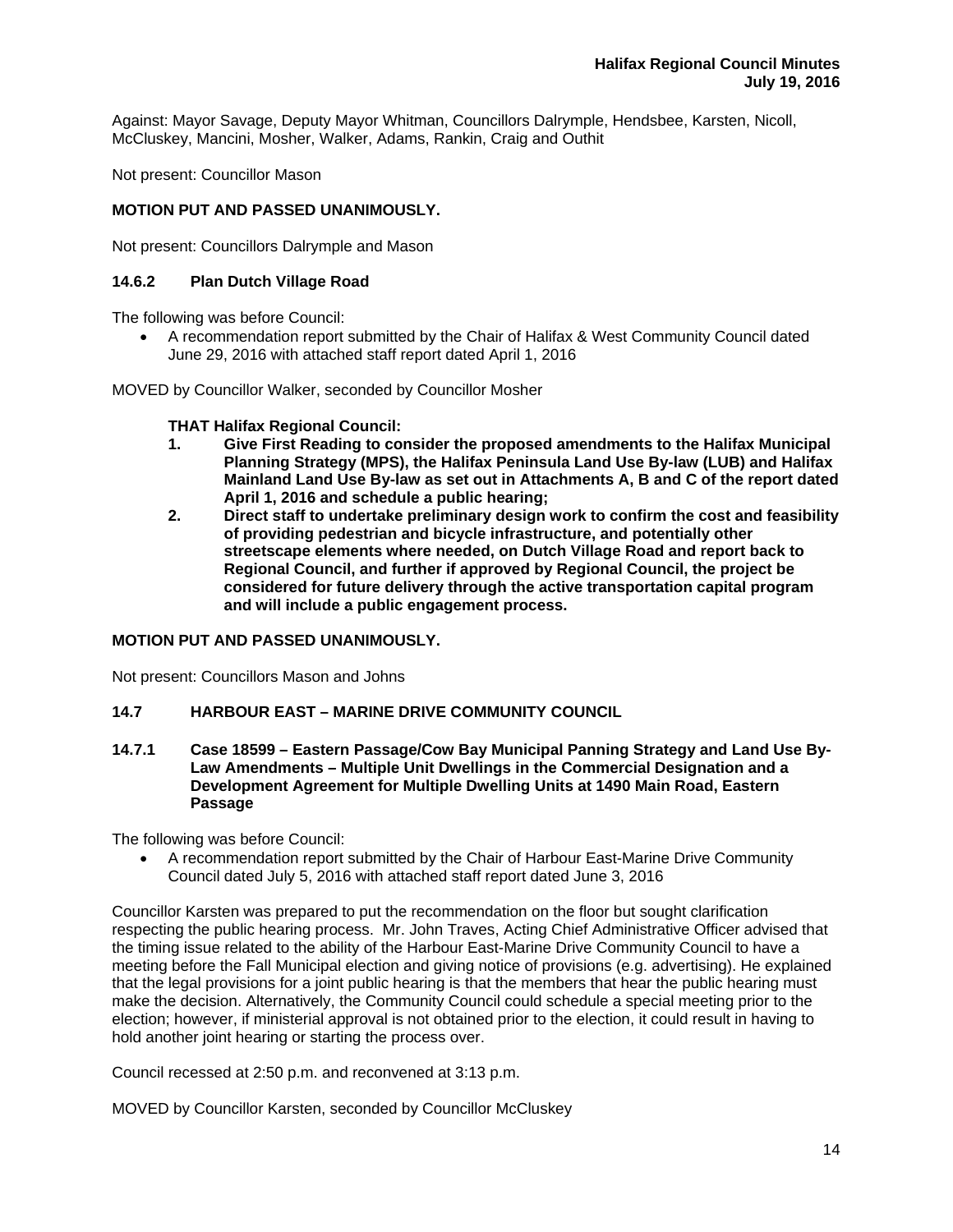Against: Mayor Savage, Deputy Mayor Whitman, Councillors Dalrymple, Hendsbee, Karsten, Nicoll, McCluskey, Mancini, Mosher, Walker, Adams, Rankin, Craig and Outhit

Not present: Councillor Mason

**MOTION PUT AND PASSED UNANIMOUSLY.**

Not present: Councillors Dalrymple and Mason

### 14.6.2 Plan Dutch Village Road

The following was before Council:

- A recommendation report submitted by the Chair of Halifax & West Community Council dated June 29, 2016 with attached staff report dated April 1, 2016

MOVED by Councillor Walker, seconded by Councillor Mosher

**THAT Halifax Regional Council:**

1. **Give First Reading to consider the proposed amendments to the Halifax Municipal Planning Strategy (MPS), the Halifax Peninsula Land Use By-law (LUB) and Halifax Mainland Land Use By-law as set out in Attachments A, B and C of the report dated April 1, 2016 and schedule a public hearing;**
2. **Direct staff to undertake preliminary design work to confirm the cost and feasibility of providing pedestrian and bicycle infrastructure, and potentially other streetscape elements where needed, on Dutch Village Road and report back to Regional Council, and further if approved by Regional Council, the project be considered for future delivery through the active transportation capital program and will include a public engagement process.**

**MOTION PUT AND PASSED UNANIMOUSLY.**

Not present: Councillors Mason and Johns

## 14.7 HARBOUR EAST – MARINE DRIVE COMMUNITY COUNCIL

### 14.7.1 Case 18599 – Eastern Passage/Cow Bay Municipal Panning Strategy and Land Use By-Law Amendments – Multiple Unit Dwellings in the Commercial Designation and a Development Agreement for Multiple Dwelling Units at 1490 Main Road, Eastern Passage

The following was before Council:

- A recommendation report submitted by the Chair of Harbour East-Marine Drive Community Council dated July 5, 2016 with attached staff report dated June 3, 2016

Councillor Karsten was prepared to put the recommendation on the floor but sought clarification respecting the public hearing process. Mr. John Traves, Acting Chief Administrative Officer advised that the timing issue related to the ability of the Harbour East-Marine Drive Community Council to have a meeting before the Fall Municipal election and giving notice of provisions (e.g. advertising). He explained that the legal provisions for a joint public hearing is that the members that hear the public hearing must make the decision. Alternatively, the Community Council could schedule a special meeting prior to the election; however, if ministerial approval is not obtained prior to the election, it could result in having to hold another joint hearing or starting the process over.

Council recessed at 2:50 p.m. and reconvened at 3:13 p.m.

MOVED by Councillor Karsten, seconded by Councillor McCluskey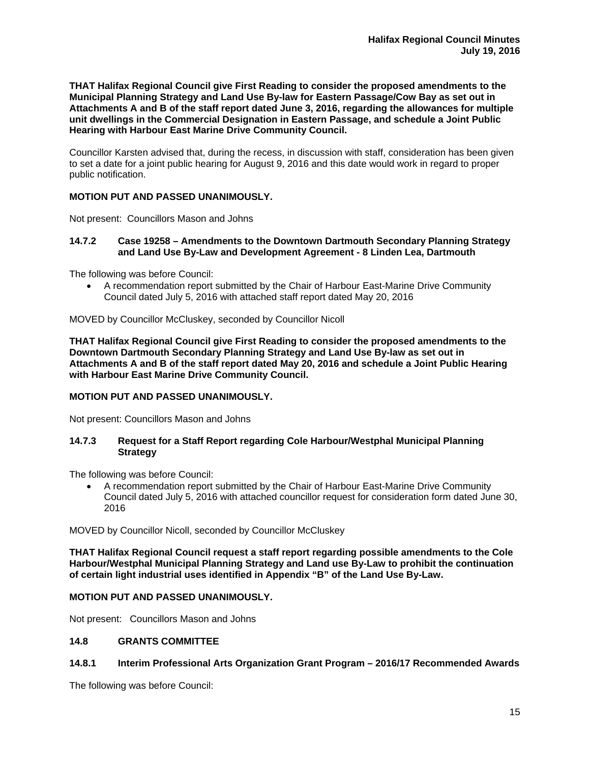**THAT Halifax Regional Council give First Reading to consider the proposed amendments to the Municipal Planning Strategy and Land Use By-law for Eastern Passage/Cow Bay as set out in Attachments A and B of the staff report dated June 3, 2016, regarding the allowances for multiple unit dwellings in the Commercial Designation in Eastern Passage, and schedule a Joint Public Hearing with Harbour East Marine Drive Community Council.**

Councillor Karsten advised that, during the recess, in discussion with staff, consideration has been given to set a date for a joint public hearing for August 9, 2016 and this date would work in regard to proper public notification.

**MOTION PUT AND PASSED UNANIMOUSLY.**

Not present: Councillors Mason and Johns

### 14.7.2 Case 19258 – Amendments to the Downtown Dartmouth Secondary Planning Strategy and Land Use By-Law and Development Agreement - 8 Linden Lea, Dartmouth

The following was before Council:

- A recommendation report submitted by the Chair of Harbour East-Marine Drive Community Council dated July 5, 2016 with attached staff report dated May 20, 2016

MOVED by Councillor McCluskey, seconded by Councillor Nicoll

**THAT Halifax Regional Council give First Reading to consider the proposed amendments to the Downtown Dartmouth Secondary Planning Strategy and Land Use By-law as set out in Attachments A and B of the staff report dated May 20, 2016 and schedule a Joint Public Hearing with Harbour East Marine Drive Community Council.**

**MOTION PUT AND PASSED UNANIMOUSLY.**

Not present: Councillors Mason and Johns

### 14.7.3 Request for a Staff Report regarding Cole Harbour/Westphal Municipal Planning Strategy

The following was before Council:

- A recommendation report submitted by the Chair of Harbour East-Marine Drive Community Council dated July 5, 2016 with attached councillor request for consideration form dated June 30, 2016

MOVED by Councillor Nicoll, seconded by Councillor McCluskey

**THAT Halifax Regional Council request a staff report regarding possible amendments to the Cole Harbour/Westphal Municipal Planning Strategy and Land use By-Law to prohibit the continuation of certain light industrial uses identified in Appendix "B" of the Land Use By-Law.**

**MOTION PUT AND PASSED UNANIMOUSLY.**

Not present: Councillors Mason and Johns

### 14.8 GRANTS COMMITTEE

### 14.8.1 Interim Professional Arts Organization Grant Program – 2016/17 Recommended Awards

The following was before Council: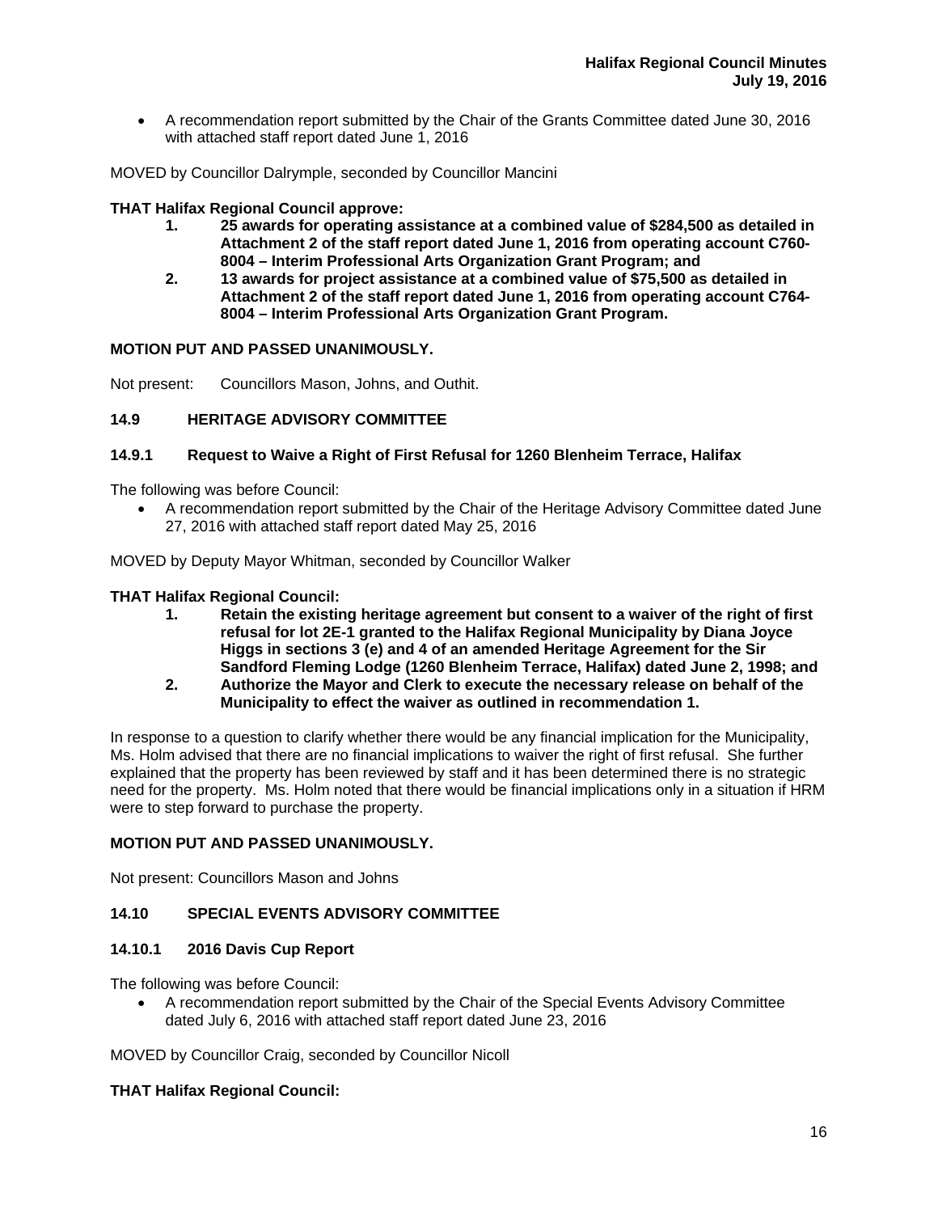- A recommendation report submitted by the Chair of the Grants Committee dated June 30, 2016 with attached staff report dated June 1, 2016

MOVED by Councillor Dalrymple, seconded by Councillor Mancini

**THAT Halifax Regional Council approve:**

1. **25 awards for operating assistance at a combined value of $284,500 as detailed in Attachment 2 of the staff report dated June 1, 2016 from operating account C760-8004 – Interim Professional Arts Organization Grant Program; and**
2. **13 awards for project assistance at a combined value of $75,500 as detailed in Attachment 2 of the staff report dated June 1, 2016 from operating account C764-8004 – Interim Professional Arts Organization Grant Program.**

**MOTION PUT AND PASSED UNANIMOUSLY.**

Not present: Councillors Mason, Johns, and Outhit.

### 14.9 HERITAGE ADVISORY COMMITTEE

#### 14.9.1 Request to Waive a Right of First Refusal for 1260 Blenheim Terrace, Halifax

The following was before Council:

- A recommendation report submitted by the Chair of the Heritage Advisory Committee dated June 27, 2016 with attached staff report dated May 25, 2016

MOVED by Deputy Mayor Whitman, seconded by Councillor Walker

**THAT Halifax Regional Council:**

1. **Retain the existing heritage agreement but consent to a waiver of the right of first refusal for lot 2E-1 granted to the Halifax Regional Municipality by Diana Joyce Higgs in sections 3 (e) and 4 of an amended Heritage Agreement for the Sir Sandford Fleming Lodge (1260 Blenheim Terrace, Halifax) dated June 2, 1998; and**
2. **Authorize the Mayor and Clerk to execute the necessary release on behalf of the Municipality to effect the waiver as outlined in recommendation 1.**

In response to a question to clarify whether there would be any financial implication for the Municipality, Ms. Holm advised that there are no financial implications to waiver the right of first refusal. She further explained that the property has been reviewed by staff and it has been determined there is no strategic need for the property. Ms. Holm noted that there would be financial implications only in a situation if HRM were to step forward to purchase the property.

**MOTION PUT AND PASSED UNANIMOUSLY.**

Not present: Councillors Mason and Johns

### 14.10 SPECIAL EVENTS ADVISORY COMMITTEE

#### 14.10.1 2016 Davis Cup Report

The following was before Council:

- A recommendation report submitted by the Chair of the Special Events Advisory Committee dated July 6, 2016 with attached staff report dated June 23, 2016

MOVED by Councillor Craig, seconded by Councillor Nicoll

**THAT Halifax Regional Council:**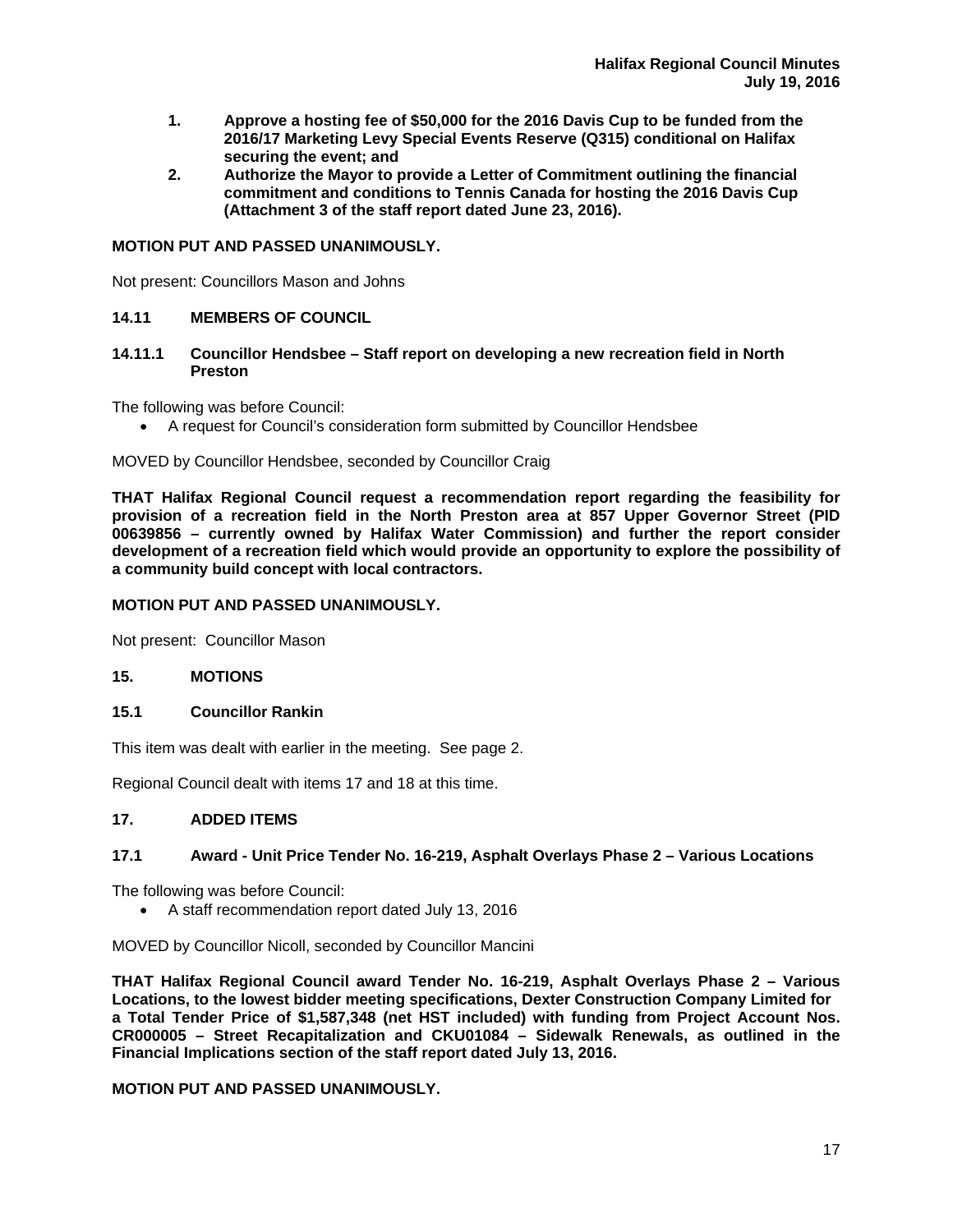1. **Approve a hosting fee of $50,000 for the 2016 Davis Cup to be funded from the 2016/17 Marketing Levy Special Events Reserve (Q315) conditional on Halifax securing the event; and**
2. **Authorize the Mayor to provide a Letter of Commitment outlining the financial commitment and conditions to Tennis Canada for hosting the 2016 Davis Cup (Attachment 3 of the staff report dated June 23, 2016).**

**MOTION PUT AND PASSED UNANIMOUSLY.**

Not present: Councillors Mason and Johns

### 14.11 MEMBERS OF COUNCIL

#### 14.11.1 Councillor Hendsbee – Staff report on developing a new recreation field in North Preston

The following was before Council:

- A request for Council's consideration form submitted by Councillor Hendsbee

MOVED by Councillor Hendsbee, seconded by Councillor Craig

**THAT Halifax Regional Council request a recommendation report regarding the feasibility for provision of a recreation field in the North Preston area at 857 Upper Governor Street (PID 00639856 – currently owned by Halifax Water Commission) and further the report consider development of a recreation field which would provide an opportunity to explore the possibility of a community build concept with local contractors.**

**MOTION PUT AND PASSED UNANIMOUSLY.**

Not present: Councillor Mason

## 15. MOTIONS

### 15.1 Councillor Rankin

This item was dealt with earlier in the meeting. See page 2.

Regional Council dealt with items 17 and 18 at this time.

## 17. ADDED ITEMS

### 17.1 Award - Unit Price Tender No. 16-219, Asphalt Overlays Phase 2 – Various Locations

The following was before Council:

- A staff recommendation report dated July 13, 2016

MOVED by Councillor Nicoll, seconded by Councillor Mancini

**THAT Halifax Regional Council award Tender No. 16-219, Asphalt Overlays Phase 2 – Various Locations, to the lowest bidder meeting specifications, Dexter Construction Company Limited for a Total Tender Price of $1,587,348 (net HST included) with funding from Project Account Nos. CR000005 – Street Recapitalization and CKU01084 – Sidewalk Renewals, as outlined in the Financial Implications section of the staff report dated July 13, 2016.**

**MOTION PUT AND PASSED UNANIMOUSLY.**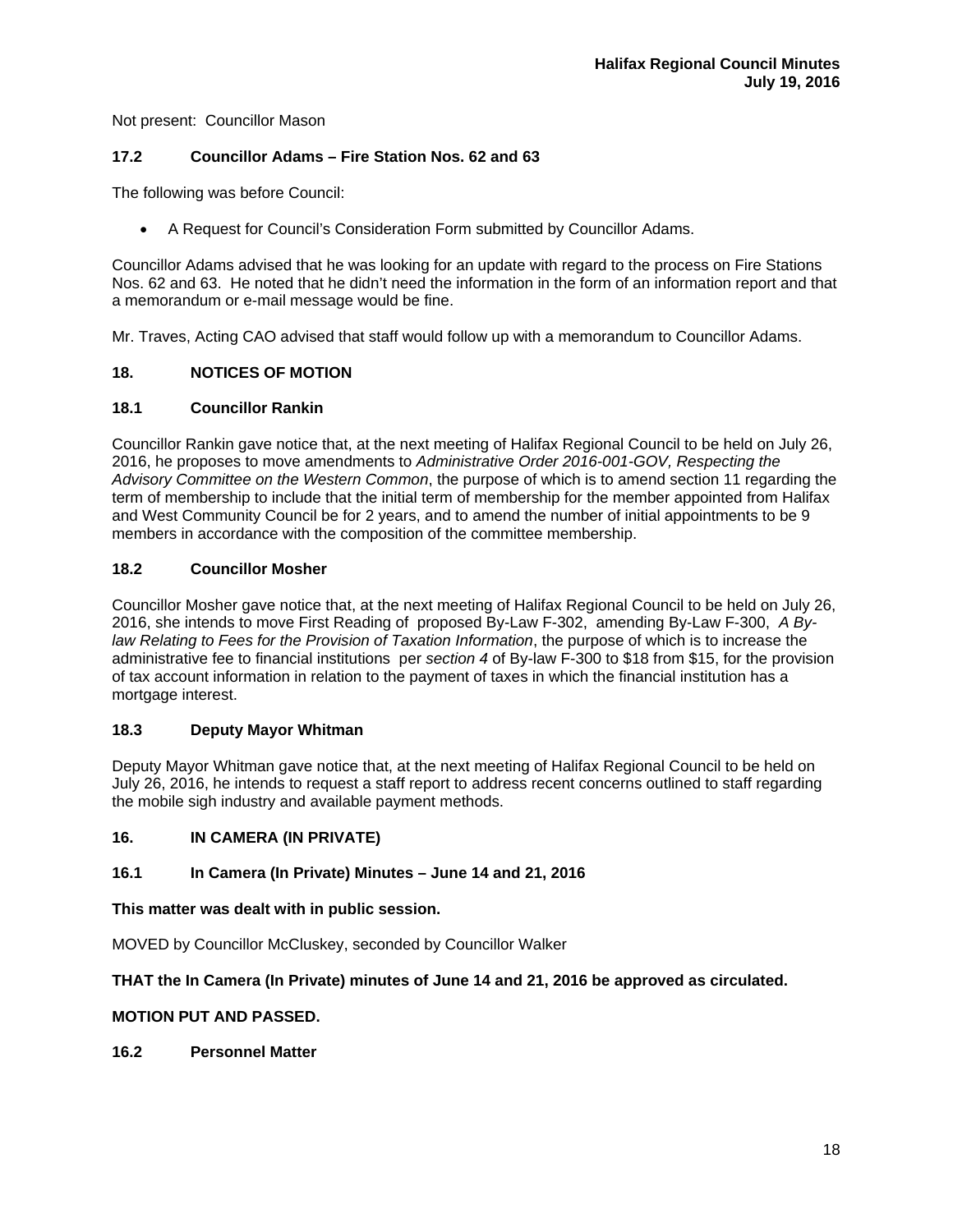Not present: Councillor Mason

**17.2 Councillor Adams – Fire Station Nos. 62 and 63**

The following was before Council:

- A Request for Council's Consideration Form submitted by Councillor Adams.

Councillor Adams advised that he was looking for an update with regard to the process on Fire Stations Nos. 62 and 63. He noted that he didn't need the information in the form of an information report and that a memorandum or e-mail message would be fine.

Mr. Traves, Acting CAO advised that staff would follow up with a memorandum to Councillor Adams.

**18. NOTICES OF MOTION**

**18.1 Councillor Rankin**

Councillor Rankin gave notice that, at the next meeting of Halifax Regional Council to be held on July 26, 2016, he proposes to move amendments to *Administrative Order 2016-001-GOV, Respecting the Advisory Committee on the Western Common*, the purpose of which is to amend section 11 regarding the term of membership to include that the initial term of membership for the member appointed from Halifax and West Community Council be for 2 years, and to amend the number of initial appointments to be 9 members in accordance with the composition of the committee membership.

**18.2 Councillor Mosher**

Councillor Mosher gave notice that, at the next meeting of Halifax Regional Council to be held on July 26, 2016, she intends to move First Reading of proposed By-Law F-302, amending By-Law F-300, *A By-law Relating to Fees for the Provision of Taxation Information*, the purpose of which is to increase the administrative fee to financial institutions per *section 4* of By-law F-300 to $18 from $15, for the provision of tax account information in relation to the payment of taxes in which the financial institution has a mortgage interest.

**18.3 Deputy Mayor Whitman**

Deputy Mayor Whitman gave notice that, at the next meeting of Halifax Regional Council to be held on July 26, 2016, he intends to request a staff report to address recent concerns outlined to staff regarding the mobile sigh industry and available payment methods.

**16. IN CAMERA (IN PRIVATE)**

**16.1 In Camera (In Private) Minutes – June 14 and 21, 2016**

**This matter was dealt with in public session.**

MOVED by Councillor McCluskey, seconded by Councillor Walker

**THAT the In Camera (In Private) minutes of June 14 and 21, 2016 be approved as circulated.**

**MOTION PUT AND PASSED.**

**16.2 Personnel Matter**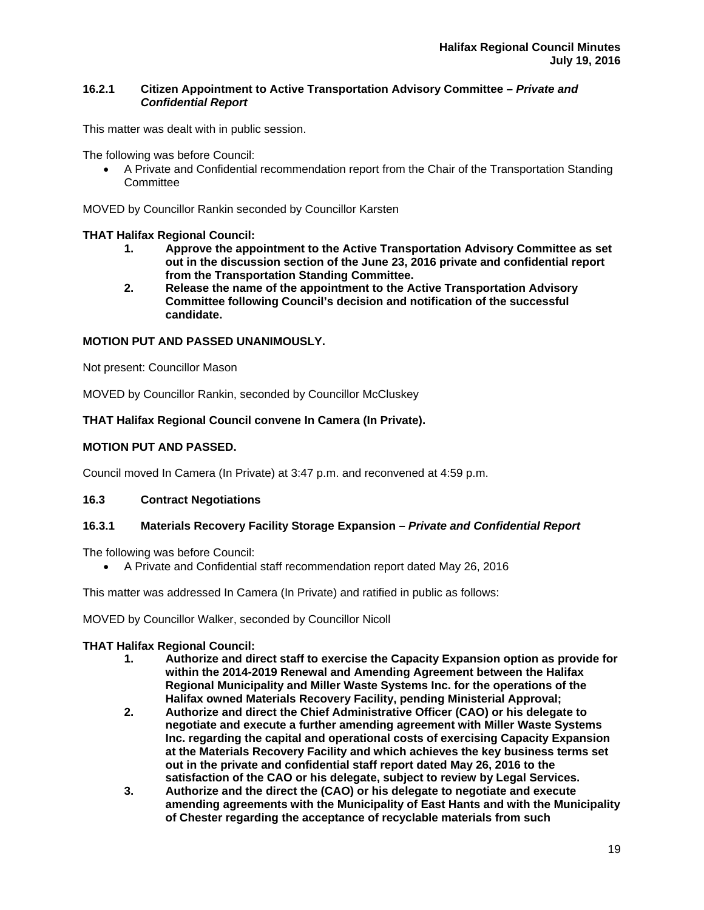### 16.2.1 Citizen Appointment to Active Transportation Advisory Committee – *Private and Confidential Report*

This matter was dealt with in public session.

The following was before Council:

- A Private and Confidential recommendation report from the Chair of the Transportation Standing Committee

MOVED by Councillor Rankin seconded by Councillor Karsten

**THAT Halifax Regional Council:**

1. **Approve the appointment to the Active Transportation Advisory Committee as set out in the discussion section of the June 23, 2016 private and confidential report from the Transportation Standing Committee.**
2. **Release the name of the appointment to the Active Transportation Advisory Committee following Council's decision and notification of the successful candidate.**

**MOTION PUT AND PASSED UNANIMOUSLY.**

Not present: Councillor Mason

MOVED by Councillor Rankin, seconded by Councillor McCluskey

**THAT Halifax Regional Council convene In Camera (In Private).**

**MOTION PUT AND PASSED.**

Council moved In Camera (In Private) at 3:47 p.m. and reconvened at 4:59 p.m.

## 16.3 Contract Negotiations

### 16.3.1 Materials Recovery Facility Storage Expansion – *Private and Confidential Report*

The following was before Council:

- A Private and Confidential staff recommendation report dated May 26, 2016

This matter was addressed In Camera (In Private) and ratified in public as follows:

MOVED by Councillor Walker, seconded by Councillor Nicoll

**THAT Halifax Regional Council:**

1. **Authorize and direct staff to exercise the Capacity Expansion option as provide for within the 2014-2019 Renewal and Amending Agreement between the Halifax Regional Municipality and Miller Waste Systems Inc. for the operations of the Halifax owned Materials Recovery Facility, pending Ministerial Approval;**
2. **Authorize and direct the Chief Administrative Officer (CAO) or his delegate to negotiate and execute a further amending agreement with Miller Waste Systems Inc. regarding the capital and operational costs of exercising Capacity Expansion at the Materials Recovery Facility and which achieves the key business terms set out in the private and confidential staff report dated May 26, 2016 to the satisfaction of the CAO or his delegate, subject to review by Legal Services.**
3. **Authorize and the direct the (CAO) or his delegate to negotiate and execute amending agreements with the Municipality of East Hants and with the Municipality of Chester regarding the acceptance of recyclable materials from such**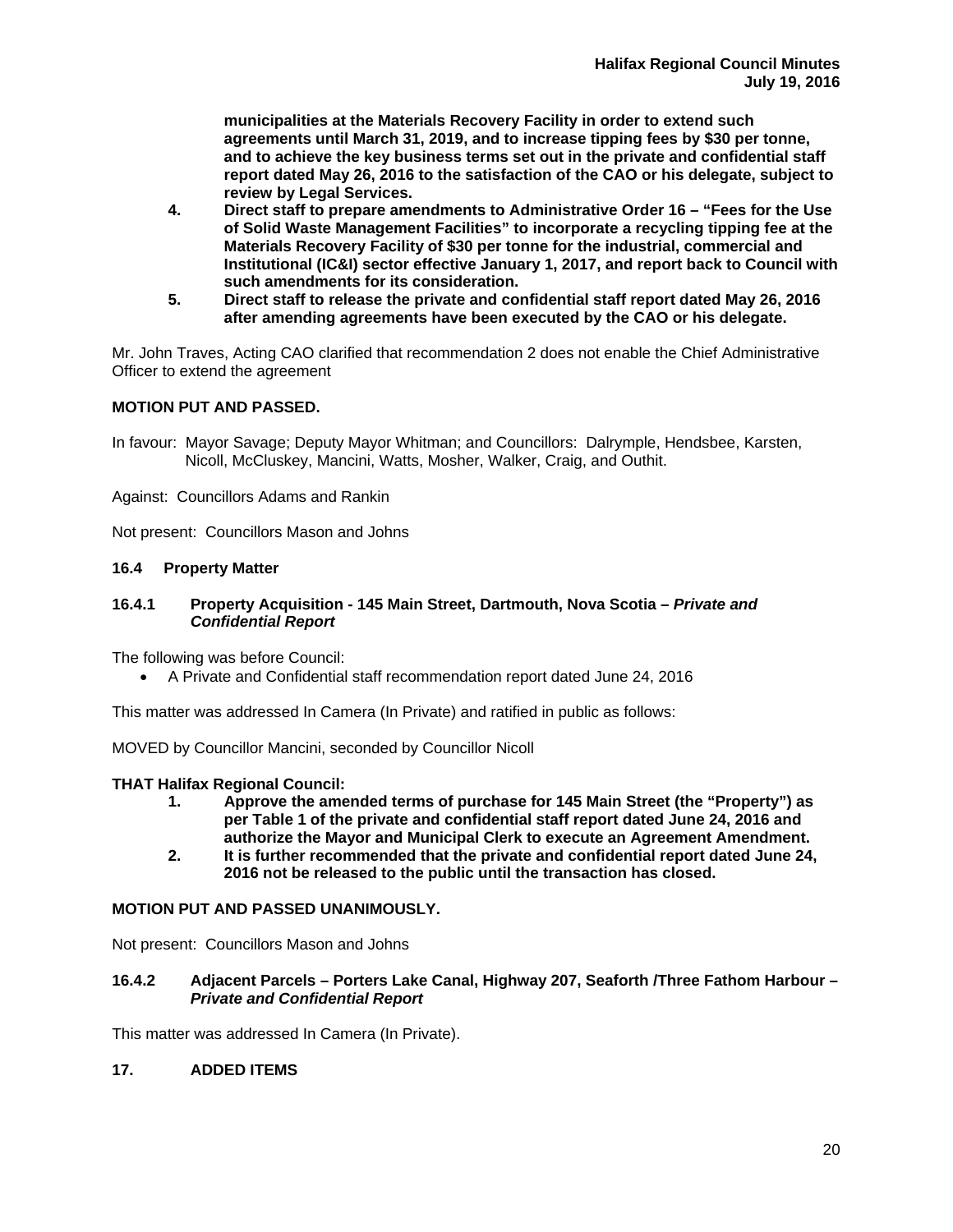**municipalities at the Materials Recovery Facility in order to extend such agreements until March 31, 2019, and to increase tipping fees by $30 per tonne, and to achieve the key business terms set out in the private and confidential staff report dated May 26, 2016 to the satisfaction of the CAO or his delegate, subject to review by Legal Services.**

4. **Direct staff to prepare amendments to Administrative Order 16 – "Fees for the Use of Solid Waste Management Facilities" to incorporate a recycling tipping fee at the Materials Recovery Facility of $30 per tonne for the industrial, commercial and Institutional (IC&I) sector effective January 1, 2017, and report back to Council with such amendments for its consideration.**
5. **Direct staff to release the private and confidential staff report dated May 26, 2016 after amending agreements have been executed by the CAO or his delegate.**

Mr. John Traves, Acting CAO clarified that recommendation 2 does not enable the Chief Administrative Officer to extend the agreement

**MOTION PUT AND PASSED.**

In favour: Mayor Savage; Deputy Mayor Whitman; and Councillors: Dalrymple, Hendsbee, Karsten, Nicoll, McCluskey, Mancini, Watts, Mosher, Walker, Craig, and Outhit.

Against: Councillors Adams and Rankin

Not present: Councillors Mason and Johns

### 16.4 Property Matter

#### 16.4.1 Property Acquisition - 145 Main Street, Dartmouth, Nova Scotia – *Private and Confidential Report*

The following was before Council:

- A Private and Confidential staff recommendation report dated June 24, 2016

This matter was addressed In Camera (In Private) and ratified in public as follows:

MOVED by Councillor Mancini, seconded by Councillor Nicoll

**THAT Halifax Regional Council:**

1. **Approve the amended terms of purchase for 145 Main Street (the "Property") as per Table 1 of the private and confidential staff report dated June 24, 2016 and authorize the Mayor and Municipal Clerk to execute an Agreement Amendment.**
2. **It is further recommended that the private and confidential report dated June 24, 2016 not be released to the public until the transaction has closed.**

**MOTION PUT AND PASSED UNANIMOUSLY.**

Not present: Councillors Mason and Johns

#### 16.4.2 Adjacent Parcels – Porters Lake Canal, Highway 207, Seaforth /Three Fathom Harbour – *Private and Confidential Report*

This matter was addressed In Camera (In Private).

## 17. ADDED ITEMS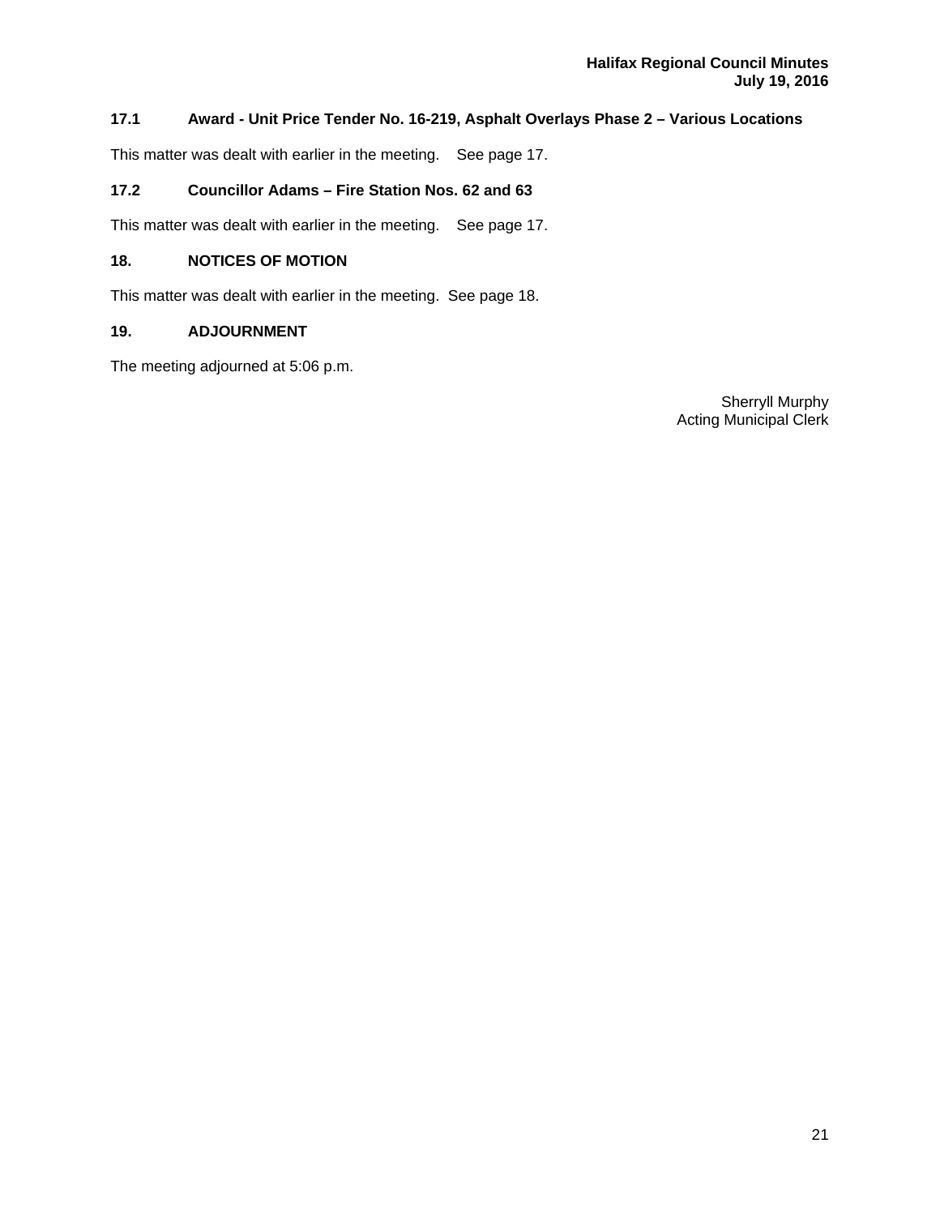### 17.1 Award - Unit Price Tender No. 16-219, Asphalt Overlays Phase 2 – Various Locations

This matter was dealt with earlier in the meeting. See page 17.

### 17.2 Councillor Adams – Fire Station Nos. 62 and 63

This matter was dealt with earlier in the meeting. See page 17.

## 18. NOTICES OF MOTION

This matter was dealt with earlier in the meeting. See page 18.

## 19. ADJOURNMENT

The meeting adjourned at 5:06 p.m.

Sherryll Murphy
Acting Municipal Clerk